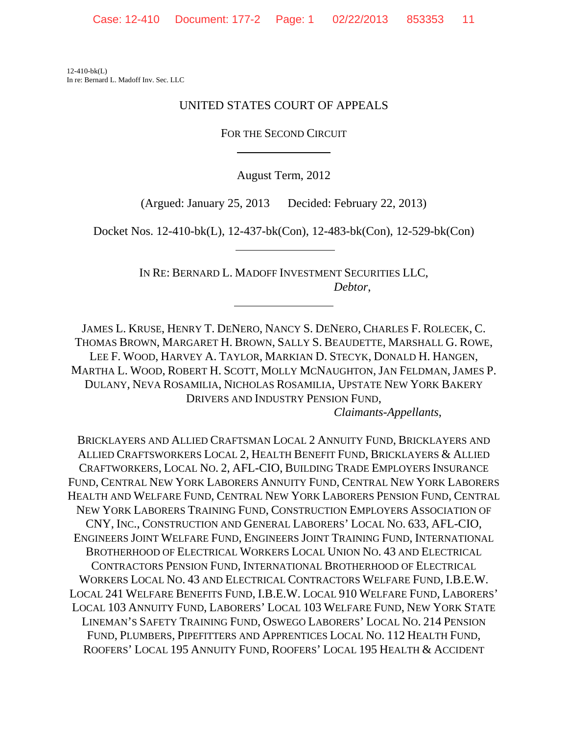12-410-bk(L)
In re: Bernard L. Madoff Inv. Sec. LLC

# UNITED STATES COURT OF APPEALS

## FOR THE SECOND CIRCUIT

---

August Term, 2012

(Argued: January 25, 2013 Decided: February 22, 2013)

Docket Nos. 12-410-bk(L), 12-437-bk(Con), 12-483-bk(Con), 12-529-bk(Con)

---

IN RE: BERNARD L. MADOFF INVESTMENT SECURITIES LLC,
*Debtor*,

---

JAMES L. KRUSE, HENRY T. DENERO, NANCY S. DENERO, CHARLES F. ROLECEK, C. THOMAS BROWN, MARGARET H. BROWN, SALLY S. BEAUDETTE, MARSHALL G. ROWE, LEE F. WOOD, HARVEY A. TAYLOR, MARKIAN D. STECYK, DONALD H. HANGEN, MARTHA L. WOOD, ROBERT H. SCOTT, MOLLY MCNAUGHTON, JAN FELDMAN, JAMES P. DULANY, NEVA ROSAMILIA, NICHOLAS ROSAMILIA, UPSTATE NEW YORK BAKERY DRIVERS AND INDUSTRY PENSION FUND,
*Claimants-Appellants*,

BRICKLAYERS AND ALLIED CRAFTSMAN LOCAL 2 ANNUITY FUND, BRICKLAYERS AND ALLIED CRAFTSWORKERS LOCAL 2, HEALTH BENEFIT FUND, BRICKLAYERS & ALLIED CRAFTWORKERS, LOCAL NO. 2, AFL-CIO, BUILDING TRADE EMPLOYERS INSURANCE FUND, CENTRAL NEW YORK LABORERS ANNUITY FUND, CENTRAL NEW YORK LABORERS HEALTH AND WELFARE FUND, CENTRAL NEW YORK LABORERS PENSION FUND, CENTRAL NEW YORK LABORERS TRAINING FUND, CONSTRUCTION EMPLOYERS ASSOCIATION OF CNY, INC., CONSTRUCTION AND GENERAL LABORERS' LOCAL NO. 633, AFL-CIO, ENGINEERS JOINT WELFARE FUND, ENGINEERS JOINT TRAINING FUND, INTERNATIONAL BROTHERHOOD OF ELECTRICAL WORKERS LOCAL UNION NO. 43 AND ELECTRICAL CONTRACTORS PENSION FUND, INTERNATIONAL BROTHERHOOD OF ELECTRICAL WORKERS LOCAL NO. 43 AND ELECTRICAL CONTRACTORS WELFARE FUND, I.B.E.W. LOCAL 241 WELFARE BENEFITS FUND, I.B.E.W. LOCAL 910 WELFARE FUND, LABORERS' LOCAL 103 ANNUITY FUND, LABORERS' LOCAL 103 WELFARE FUND, NEW YORK STATE LINEMAN'S SAFETY TRAINING FUND, OSWEGO LABORERS' LOCAL NO. 214 PENSION FUND, PLUMBERS, PIPEFITTERS AND APPRENTICES LOCAL NO. 112 HEALTH FUND, ROOFERS' LOCAL 195 ANNUITY FUND, ROOFERS' LOCAL 195 HEALTH & ACCIDENT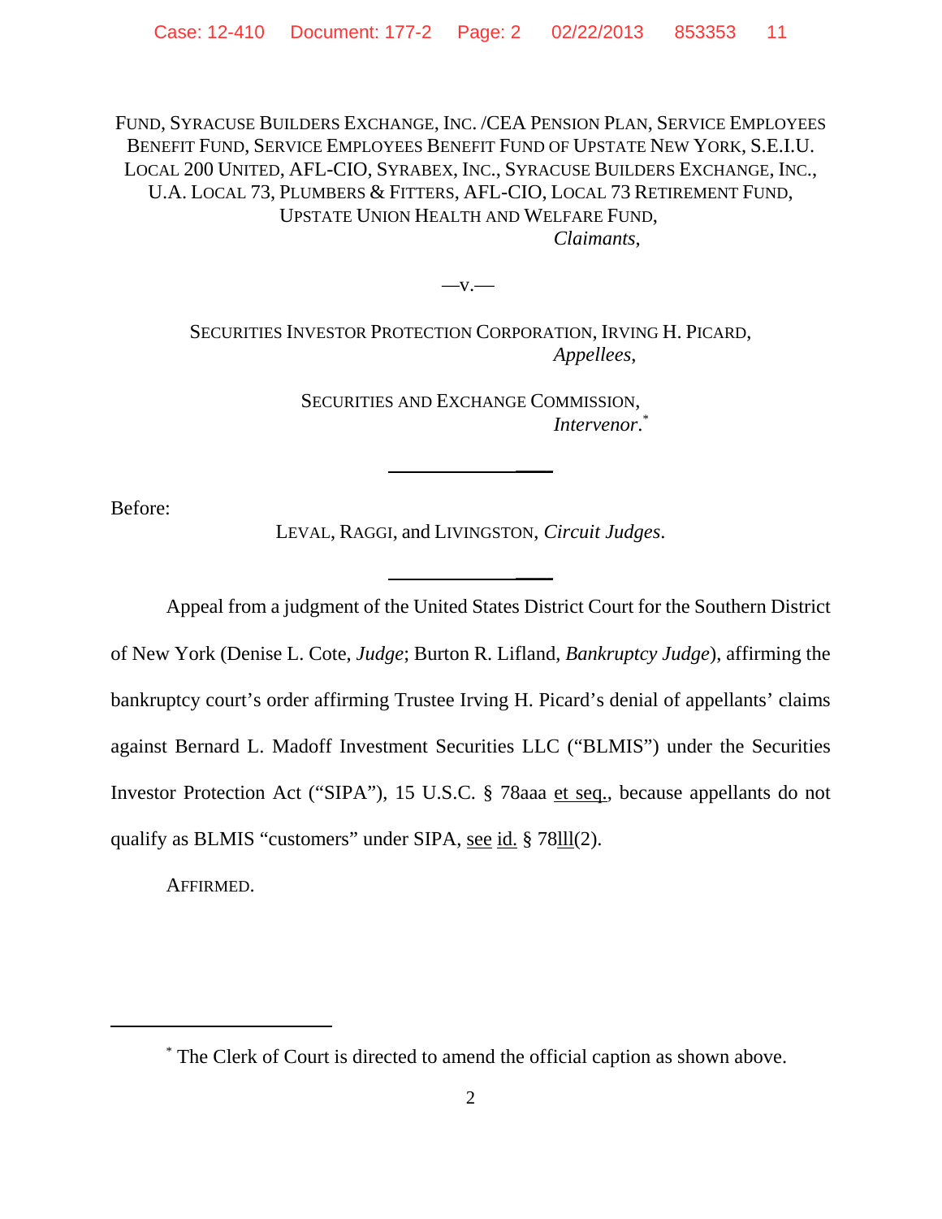FUND, SYRACUSE BUILDERS EXCHANGE, INC. /CEA PENSION PLAN, SERVICE EMPLOYEES BENEFIT FUND, SERVICE EMPLOYEES BENEFIT FUND OF UPSTATE NEW YORK, S.E.I.U. LOCAL 200 UNITED, AFL-CIO, SYRABEX, INC., SYRACUSE BUILDERS EXCHANGE, INC., U.A. LOCAL 73, PLUMBERS & FITTERS, AFL-CIO, LOCAL 73 RETIREMENT FUND, UPSTATE UNION HEALTH AND WELFARE FUND,

*Claimants*,

—v.—

SECURITIES INVESTOR PROTECTION CORPORATION, IRVING H. PICARD,

*Appellees*,

SECURITIES AND EXCHANGE COMMISSION,

*Intervenor*.[*]

---

Before:

LEVAL, RAGGI, and LIVINGSTON, *Circuit Judges*.

---

Appeal from a judgment of the United States District Court for the Southern District of New York (Denise L. Cote, *Judge*; Burton R. Lifland, *Bankruptcy Judge*), affirming the bankruptcy court's order affirming Trustee Irving H. Picard's denial of appellants' claims against Bernard L. Madoff Investment Securities LLC ("BLMIS") under the Securities Investor Protection Act ("SIPA"), 15 U.S.C. § 78aaa et seq., because appellants do not qualify as BLMIS "customers" under SIPA, see id. § 78lll(2).

AFFIRMED.

---

[*] The Clerk of Court is directed to amend the official caption as shown above.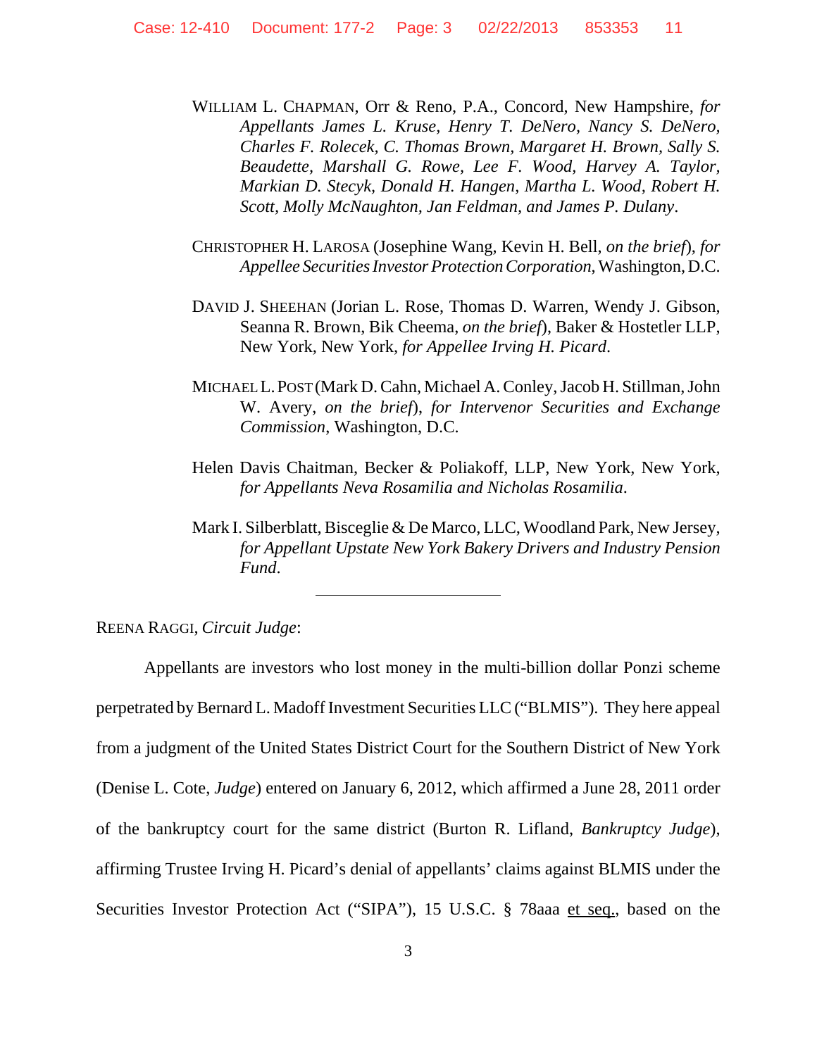WILLIAM L. CHAPMAN, Orr & Reno, P.A., Concord, New Hampshire, *for Appellants James L. Kruse, Henry T. DeNero, Nancy S. DeNero, Charles F. Rolecek, C. Thomas Brown, Margaret H. Brown, Sally S. Beaudette, Marshall G. Rowe, Lee F. Wood, Harvey A. Taylor, Markian D. Stecyk, Donald H. Hangen, Martha L. Wood, Robert H. Scott, Molly McNaughton, Jan Feldman, and James P. Dulany*.

CHRISTOPHER H. LAROSA (Josephine Wang, Kevin H. Bell, *on the brief*), *for Appellee Securities Investor Protection Corporation*, Washington, D.C.

DAVID J. SHEEHAN (Jorian L. Rose, Thomas D. Warren, Wendy J. Gibson, Seanna R. Brown, Bik Cheema, *on the brief*), Baker & Hostetler LLP, New York, New York, *for Appellee Irving H. Picard*.

MICHAEL L. POST (Mark D. Cahn, Michael A. Conley, Jacob H. Stillman, John W. Avery, *on the brief*), *for Intervenor Securities and Exchange Commission*, Washington, D.C.

Helen Davis Chaitman, Becker & Poliakoff, LLP, New York, New York, *for Appellants Neva Rosamilia and Nicholas Rosamilia*.

Mark I. Silberblatt, Bisceglie & De Marco, LLC, Woodland Park, New Jersey, *for Appellant Upstate New York Bakery Drivers and Industry Pension Fund*.

---

REENA RAGGI, *Circuit Judge*:

Appellants are investors who lost money in the multi-billion dollar Ponzi scheme perpetrated by Bernard L. Madoff Investment Securities LLC ("BLMIS"). They here appeal from a judgment of the United States District Court for the Southern District of New York (Denise L. Cote, *Judge*) entered on January 6, 2012, which affirmed a June 28, 2011 order of the bankruptcy court for the same district (Burton R. Lifland, *Bankruptcy Judge*), affirming Trustee Irving H. Picard's denial of appellants' claims against BLMIS under the Securities Investor Protection Act ("SIPA"), 15 U.S.C. § 78aaa et seq., based on the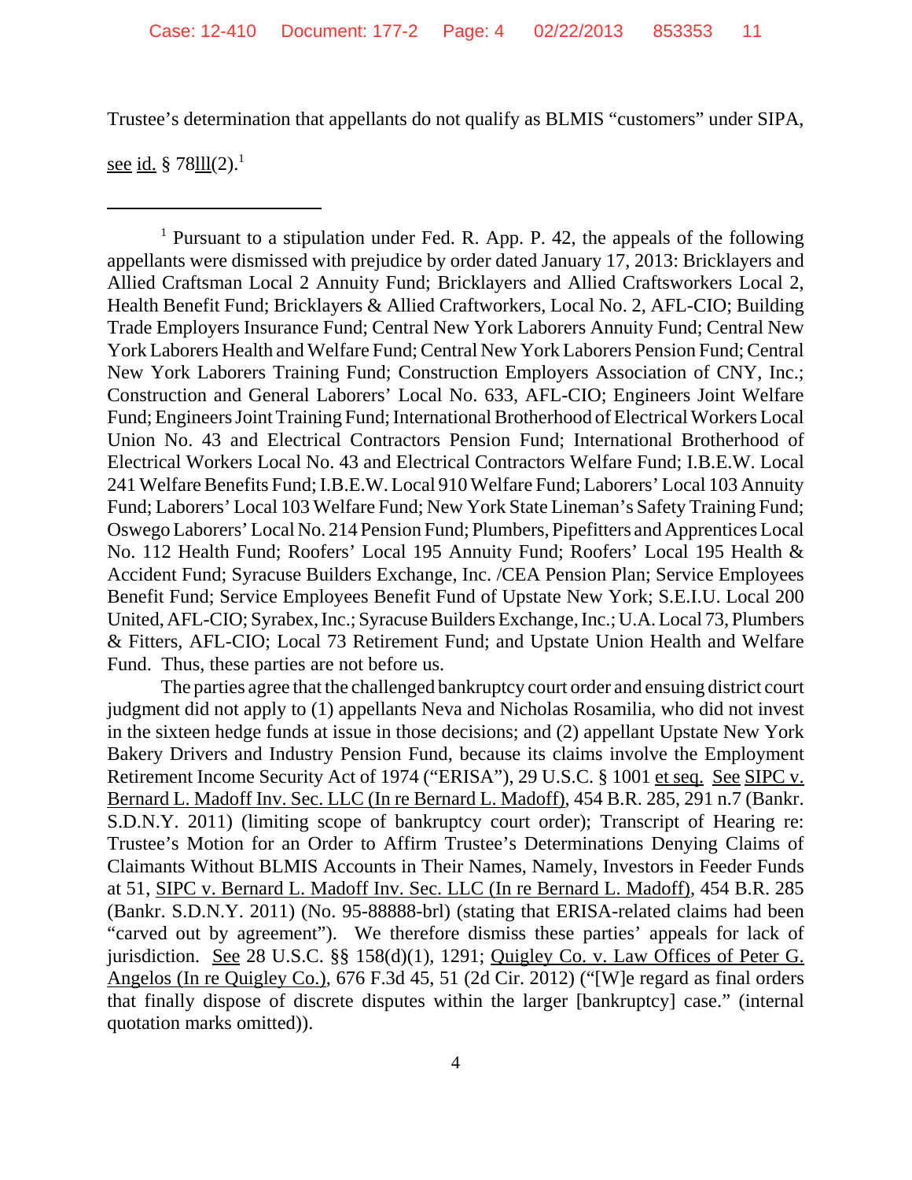Trustee's determination that appellants do not qualify as BLMIS "customers" under SIPA, see id. § 78lll(2).[1]

---

[1] Pursuant to a stipulation under Fed. R. App. P. 42, the appeals of the following appellants were dismissed with prejudice by order dated January 17, 2013: Bricklayers and Allied Craftsman Local 2 Annuity Fund; Bricklayers and Allied Craftsworkers Local 2, Health Benefit Fund; Bricklayers & Allied Craftworkers, Local No. 2, AFL-CIO; Building Trade Employers Insurance Fund; Central New York Laborers Annuity Fund; Central New York Laborers Health and Welfare Fund; Central New York Laborers Pension Fund; Central New York Laborers Training Fund; Construction Employers Association of CNY, Inc.; Construction and General Laborers' Local No. 633, AFL-CIO; Engineers Joint Welfare Fund; Engineers Joint Training Fund; International Brotherhood of Electrical Workers Local Union No. 43 and Electrical Contractors Pension Fund; International Brotherhood of Electrical Workers Local No. 43 and Electrical Contractors Welfare Fund; I.B.E.W. Local 241 Welfare Benefits Fund; I.B.E.W. Local 910 Welfare Fund; Laborers' Local 103 Annuity Fund; Laborers' Local 103 Welfare Fund; New York State Lineman's Safety Training Fund; Oswego Laborers' Local No. 214 Pension Fund; Plumbers, Pipefitters and Apprentices Local No. 112 Health Fund; Roofers' Local 195 Annuity Fund; Roofers' Local 195 Health & Accident Fund; Syracuse Builders Exchange, Inc. /CEA Pension Plan; Service Employees Benefit Fund; Service Employees Benefit Fund of Upstate New York; S.E.I.U. Local 200 United, AFL-CIO; Syrabex, Inc.; Syracuse Builders Exchange, Inc.; U.A. Local 73, Plumbers & Fitters, AFL-CIO; Local 73 Retirement Fund; and Upstate Union Health and Welfare Fund. Thus, these parties are not before us.

The parties agree that the challenged bankruptcy court order and ensuing district court judgment did not apply to (1) appellants Neva and Nicholas Rosamilia, who did not invest in the sixteen hedge funds at issue in those decisions; and (2) appellant Upstate New York Bakery Drivers and Industry Pension Fund, because its claims involve the Employment Retirement Income Security Act of 1974 ("ERISA"), 29 U.S.C. § 1001 et seq. See SIPC v. Bernard L. Madoff Inv. Sec. LLC (In re Bernard L. Madoff), 454 B.R. 285, 291 n.7 (Bankr. S.D.N.Y. 2011) (limiting scope of bankruptcy court order); Transcript of Hearing re: Trustee's Motion for an Order to Affirm Trustee's Determinations Denying Claims of Claimants Without BLMIS Accounts in Their Names, Namely, Investors in Feeder Funds at 51, SIPC v. Bernard L. Madoff Inv. Sec. LLC (In re Bernard L. Madoff), 454 B.R. 285 (Bankr. S.D.N.Y. 2011) (No. 95-88888-brl) (stating that ERISA-related claims had been "carved out by agreement"). We therefore dismiss these parties' appeals for lack of jurisdiction. See 28 U.S.C. §§ 158(d)(1), 1291; Quigley Co. v. Law Offices of Peter G. Angelos (In re Quigley Co.), 676 F.3d 45, 51 (2d Cir. 2012) ("[W]e regard as final orders that finally dispose of discrete disputes within the larger [bankruptcy] case." (internal quotation marks omitted)).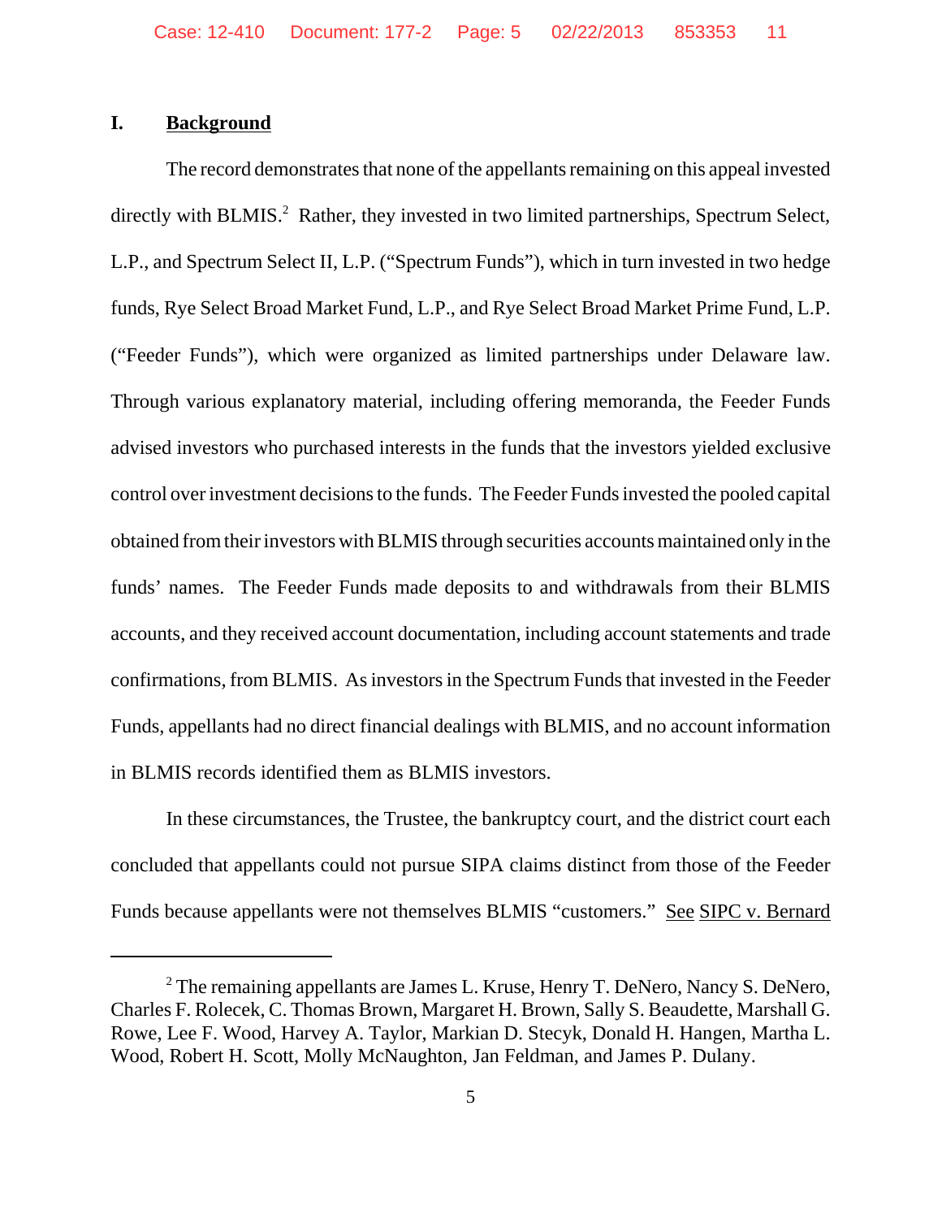## I. Background

The record demonstrates that none of the appellants remaining on this appeal invested directly with BLMIS.[2] Rather, they invested in two limited partnerships, Spectrum Select, L.P., and Spectrum Select II, L.P. ("Spectrum Funds"), which in turn invested in two hedge funds, Rye Select Broad Market Fund, L.P., and Rye Select Broad Market Prime Fund, L.P. ("Feeder Funds"), which were organized as limited partnerships under Delaware law. Through various explanatory material, including offering memoranda, the Feeder Funds advised investors who purchased interests in the funds that the investors yielded exclusive control over investment decisions to the funds. The Feeder Funds invested the pooled capital obtained from their investors with BLMIS through securities accounts maintained only in the funds' names. The Feeder Funds made deposits to and withdrawals from their BLMIS accounts, and they received account documentation, including account statements and trade confirmations, from BLMIS. As investors in the Spectrum Funds that invested in the Feeder Funds, appellants had no direct financial dealings with BLMIS, and no account information in BLMIS records identified them as BLMIS investors.

In these circumstances, the Trustee, the bankruptcy court, and the district court each concluded that appellants could not pursue SIPA claims distinct from those of the Feeder Funds because appellants were not themselves BLMIS "customers." See SIPC v. Bernard

---

[2] The remaining appellants are James L. Kruse, Henry T. DeNero, Nancy S. DeNero, Charles F. Rolecek, C. Thomas Brown, Margaret H. Brown, Sally S. Beaudette, Marshall G. Rowe, Lee F. Wood, Harvey A. Taylor, Markian D. Stecyk, Donald H. Hangen, Martha L. Wood, Robert H. Scott, Molly McNaughton, Jan Feldman, and James P. Dulany.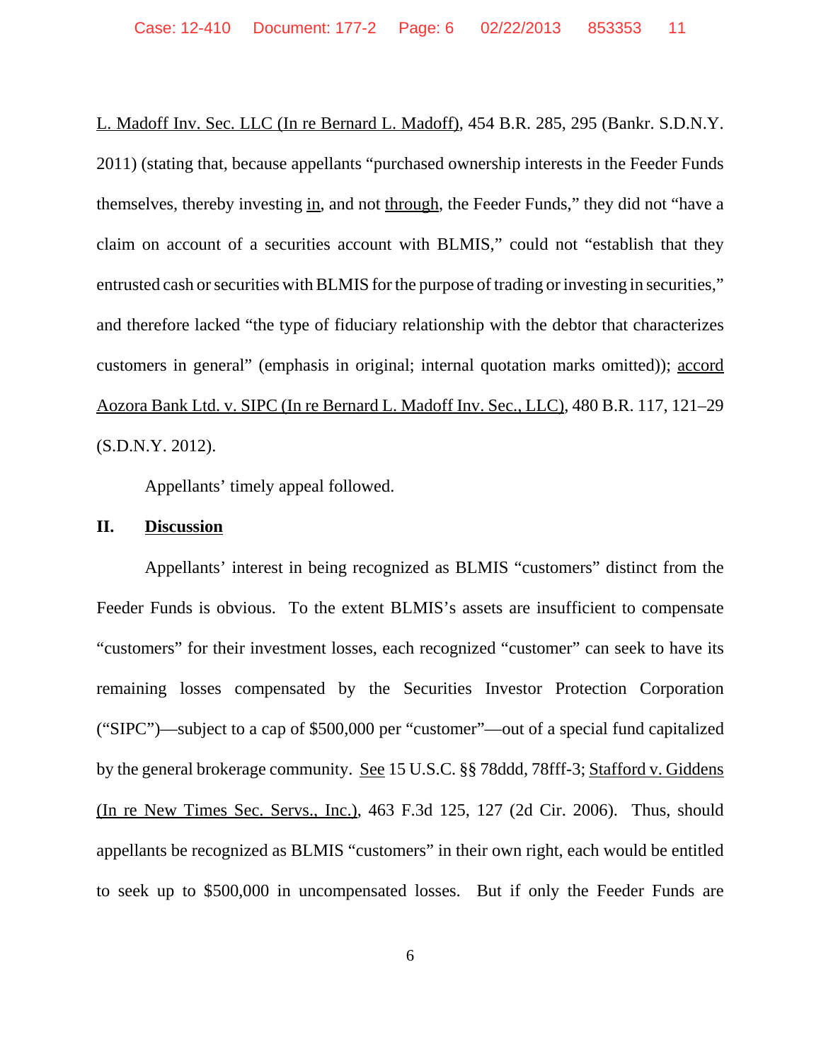L. Madoff Inv. Sec. LLC (In re Bernard L. Madoff), 454 B.R. 285, 295 (Bankr. S.D.N.Y. 2011) (stating that, because appellants "purchased ownership interests in the Feeder Funds themselves, thereby investing in, and not through, the Feeder Funds," they did not "have a claim on account of a securities account with BLMIS," could not "establish that they entrusted cash or securities with BLMIS for the purpose of trading or investing in securities," and therefore lacked "the type of fiduciary relationship with the debtor that characterizes customers in general" (emphasis in original; internal quotation marks omitted)); accord Aozora Bank Ltd. v. SIPC (In re Bernard L. Madoff Inv. Sec., LLC), 480 B.R. 117, 121–29 (S.D.N.Y. 2012).

Appellants' timely appeal followed.

## II. Discussion

Appellants' interest in being recognized as BLMIS "customers" distinct from the Feeder Funds is obvious. To the extent BLMIS's assets are insufficient to compensate "customers" for their investment losses, each recognized "customer" can seek to have its remaining losses compensated by the Securities Investor Protection Corporation ("SIPC")—subject to a cap of $500,000 per "customer"—out of a special fund capitalized by the general brokerage community. See 15 U.S.C. §§ 78ddd, 78fff-3; Stafford v. Giddens (In re New Times Sec. Servs., Inc.), 463 F.3d 125, 127 (2d Cir. 2006). Thus, should appellants be recognized as BLMIS "customers" in their own right, each would be entitled to seek up to $500,000 in uncompensated losses. But if only the Feeder Funds are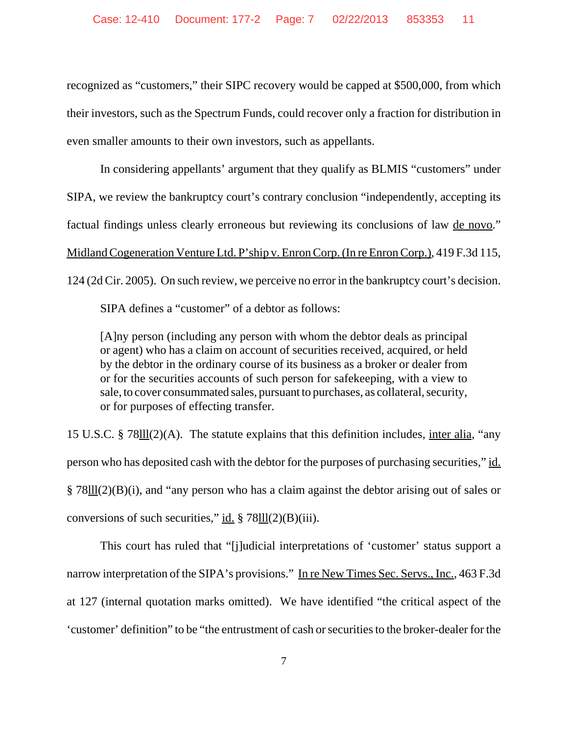recognized as "customers," their SIPC recovery would be capped at $500,000, from which their investors, such as the Spectrum Funds, could recover only a fraction for distribution in even smaller amounts to their own investors, such as appellants.

In considering appellants' argument that they qualify as BLMIS "customers" under SIPA, we review the bankruptcy court's contrary conclusion "independently, accepting its factual findings unless clearly erroneous but reviewing its conclusions of law de novo." Midland Cogeneration Venture Ltd. P'ship v. Enron Corp. (In re Enron Corp.), 419 F.3d 115, 124 (2d Cir. 2005). On such review, we perceive no error in the bankruptcy court's decision.

SIPA defines a "customer" of a debtor as follows:

> [A]ny person (including any person with whom the debtor deals as principal or agent) who has a claim on account of securities received, acquired, or held by the debtor in the ordinary course of its business as a broker or dealer from or for the securities accounts of such person for safekeeping, with a view to sale, to cover consummated sales, pursuant to purchases, as collateral, security, or for purposes of effecting transfer.

15 U.S.C. § 78lll(2)(A). The statute explains that this definition includes, inter alia, "any person who has deposited cash with the debtor for the purposes of purchasing securities," id. § 78lll(2)(B)(i), and "any person who has a claim against the debtor arising out of sales or conversions of such securities," id. § 78lll(2)(B)(iii).

This court has ruled that "[j]udicial interpretations of 'customer' status support a narrow interpretation of the SIPA's provisions." In re New Times Sec. Servs., Inc., 463 F.3d at 127 (internal quotation marks omitted). We have identified "the critical aspect of the 'customer' definition" to be "the entrustment of cash or securities to the broker-dealer for the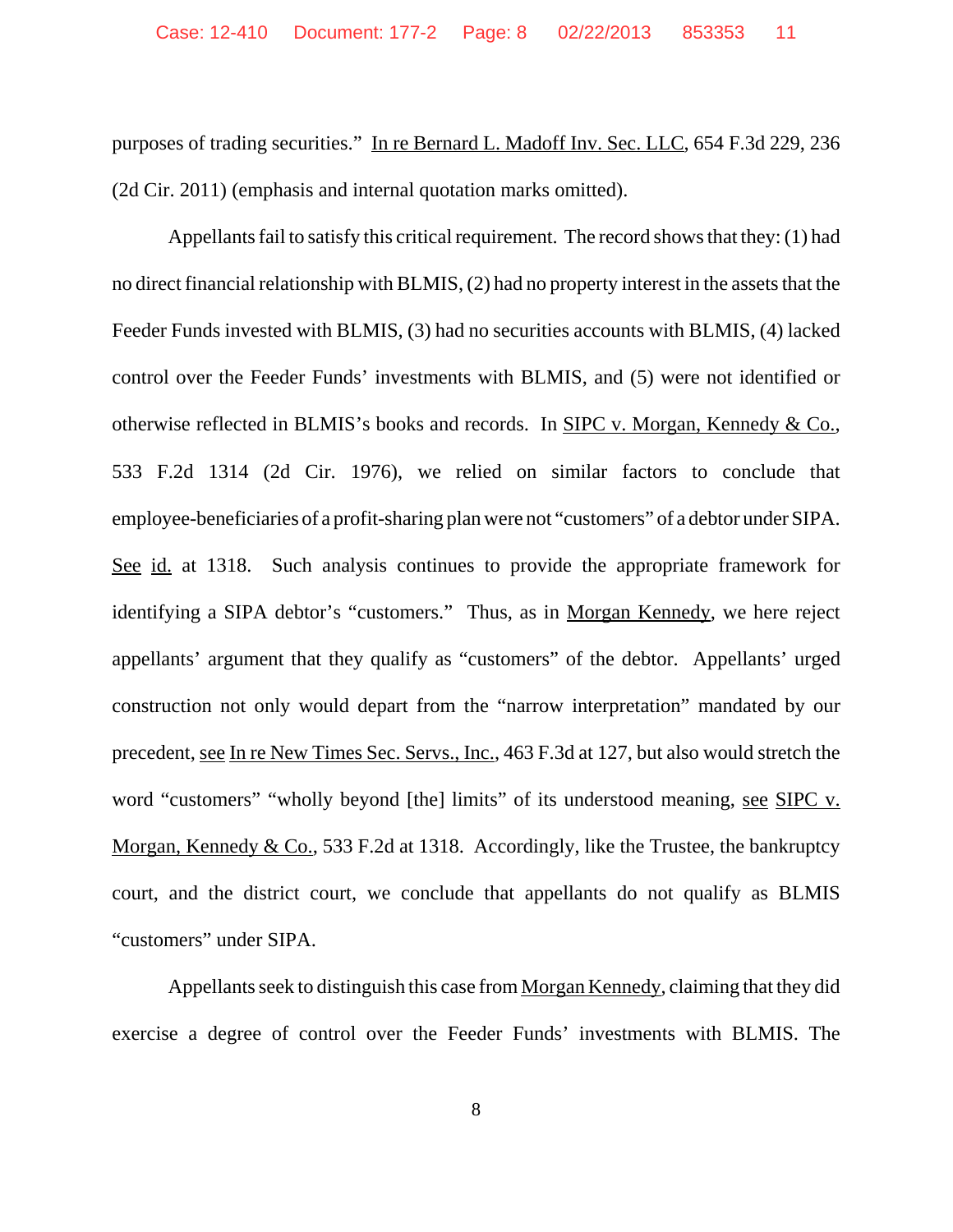purposes of trading securities." In re Bernard L. Madoff Inv. Sec. LLC, 654 F.3d 229, 236 (2d Cir. 2011) (emphasis and internal quotation marks omitted).

Appellants fail to satisfy this critical requirement. The record shows that they: (1) had no direct financial relationship with BLMIS, (2) had no property interest in the assets that the Feeder Funds invested with BLMIS, (3) had no securities accounts with BLMIS, (4) lacked control over the Feeder Funds' investments with BLMIS, and (5) were not identified or otherwise reflected in BLMIS's books and records. In SIPC v. Morgan, Kennedy & Co., 533 F.2d 1314 (2d Cir. 1976), we relied on similar factors to conclude that employee-beneficiaries of a profit-sharing plan were not "customers" of a debtor under SIPA. See id. at 1318. Such analysis continues to provide the appropriate framework for identifying a SIPA debtor's "customers." Thus, as in Morgan Kennedy, we here reject appellants' argument that they qualify as "customers" of the debtor. Appellants' urged construction not only would depart from the "narrow interpretation" mandated by our precedent, see In re New Times Sec. Servs., Inc., 463 F.3d at 127, but also would stretch the word "customers" "wholly beyond [the] limits" of its understood meaning, see SIPC v. Morgan, Kennedy & Co., 533 F.2d at 1318. Accordingly, like the Trustee, the bankruptcy court, and the district court, we conclude that appellants do not qualify as BLMIS "customers" under SIPA.

Appellants seek to distinguish this case from Morgan Kennedy, claiming that they did exercise a degree of control over the Feeder Funds' investments with BLMIS. The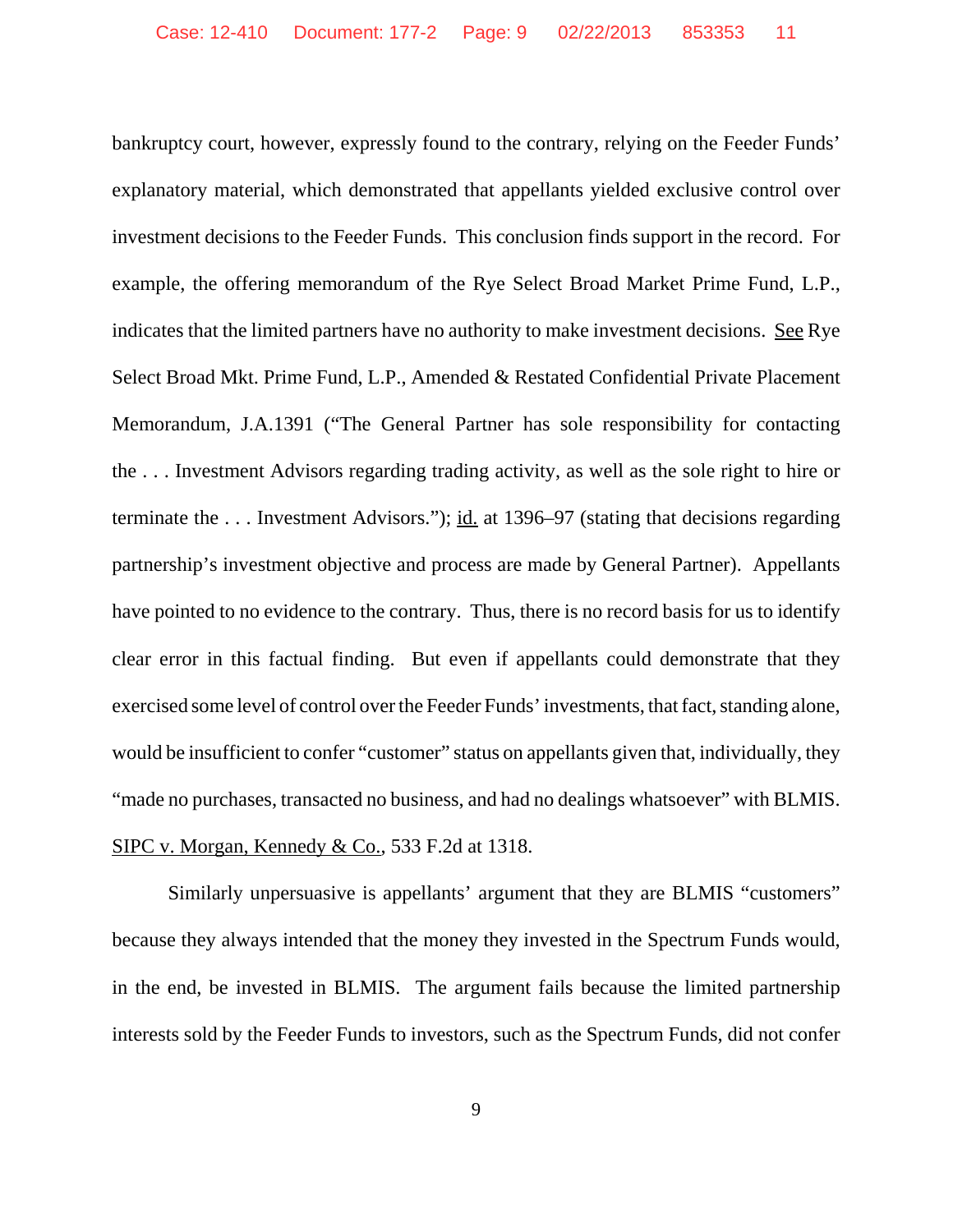bankruptcy court, however, expressly found to the contrary, relying on the Feeder Funds' explanatory material, which demonstrated that appellants yielded exclusive control over investment decisions to the Feeder Funds. This conclusion finds support in the record. For example, the offering memorandum of the Rye Select Broad Market Prime Fund, L.P., indicates that the limited partners have no authority to make investment decisions. See Rye Select Broad Mkt. Prime Fund, L.P., Amended & Restated Confidential Private Placement Memorandum, J.A.1391 ("The General Partner has sole responsibility for contacting the . . . Investment Advisors regarding trading activity, as well as the sole right to hire or terminate the . . . Investment Advisors."); id. at 1396–97 (stating that decisions regarding partnership's investment objective and process are made by General Partner). Appellants have pointed to no evidence to the contrary. Thus, there is no record basis for us to identify clear error in this factual finding. But even if appellants could demonstrate that they exercised some level of control over the Feeder Funds' investments, that fact, standing alone, would be insufficient to confer "customer" status on appellants given that, individually, they "made no purchases, transacted no business, and had no dealings whatsoever" with BLMIS. SIPC v. Morgan, Kennedy & Co., 533 F.2d at 1318.

Similarly unpersuasive is appellants' argument that they are BLMIS "customers" because they always intended that the money they invested in the Spectrum Funds would, in the end, be invested in BLMIS. The argument fails because the limited partnership interests sold by the Feeder Funds to investors, such as the Spectrum Funds, did not confer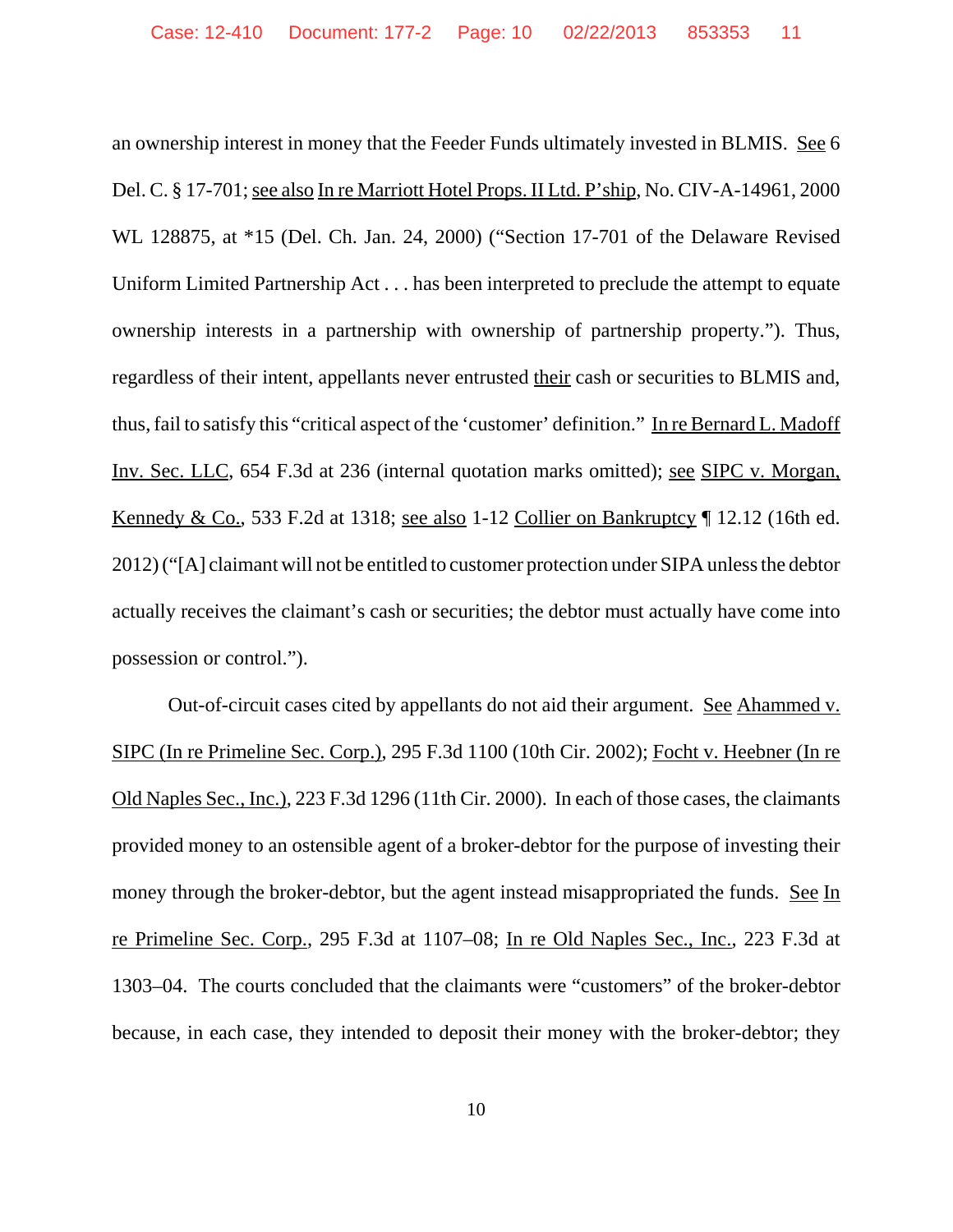an ownership interest in money that the Feeder Funds ultimately invested in BLMIS. See 6 Del. C. § 17-701; see also In re Marriott Hotel Props. II Ltd. P'ship, No. CIV-A-14961, 2000 WL 128875, at *15 (Del. Ch. Jan. 24, 2000) ("Section 17-701 of the Delaware Revised Uniform Limited Partnership Act . . . has been interpreted to preclude the attempt to equate ownership interests in a partnership with ownership of partnership property."). Thus, regardless of their intent, appellants never entrusted their cash or securities to BLMIS and, thus, fail to satisfy this "critical aspect of the 'customer' definition." In re Bernard L. Madoff Inv. Sec. LLC, 654 F.3d at 236 (internal quotation marks omitted); see SIPC v. Morgan, Kennedy & Co., 533 F.2d at 1318; see also 1-12 Collier on Bankruptcy ¶ 12.12 (16th ed. 2012) ("[A] claimant will not be entitled to customer protection under SIPA unless the debtor actually receives the claimant's cash or securities; the debtor must actually have come into possession or control.").

Out-of-circuit cases cited by appellants do not aid their argument. See Ahammed v. SIPC (In re Primeline Sec. Corp.), 295 F.3d 1100 (10th Cir. 2002); Focht v. Heebner (In re Old Naples Sec., Inc.), 223 F.3d 1296 (11th Cir. 2000). In each of those cases, the claimants provided money to an ostensible agent of a broker-debtor for the purpose of investing their money through the broker-debtor, but the agent instead misappropriated the funds. See In re Primeline Sec. Corp., 295 F.3d at 1107–08; In re Old Naples Sec., Inc., 223 F.3d at 1303–04. The courts concluded that the claimants were "customers" of the broker-debtor because, in each case, they intended to deposit their money with the broker-debtor; they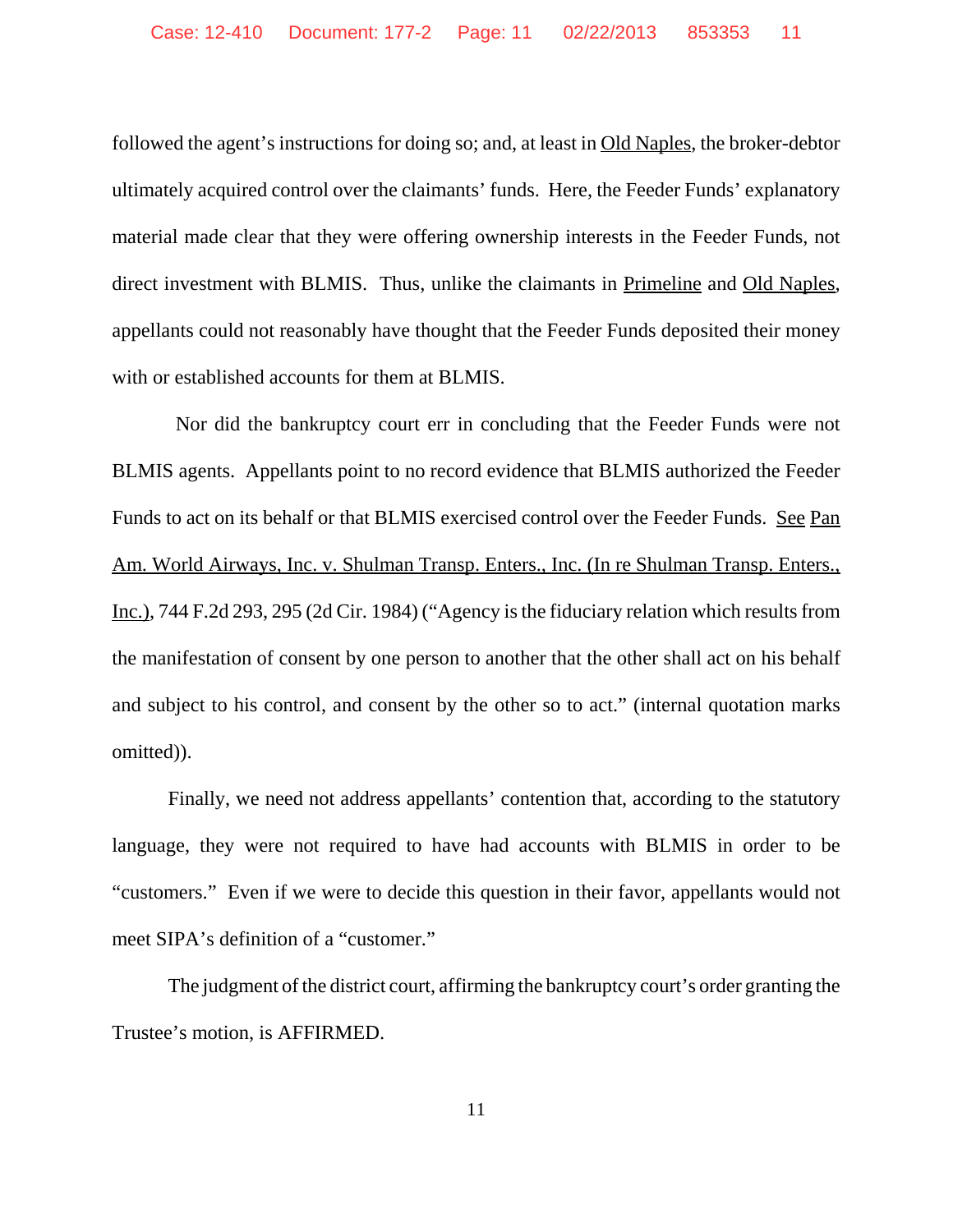followed the agent's instructions for doing so; and, at least in Old Naples, the broker-debtor ultimately acquired control over the claimants' funds. Here, the Feeder Funds' explanatory material made clear that they were offering ownership interests in the Feeder Funds, not direct investment with BLMIS. Thus, unlike the claimants in Primeline and Old Naples, appellants could not reasonably have thought that the Feeder Funds deposited their money with or established accounts for them at BLMIS.

Nor did the bankruptcy court err in concluding that the Feeder Funds were not BLMIS agents. Appellants point to no record evidence that BLMIS authorized the Feeder Funds to act on its behalf or that BLMIS exercised control over the Feeder Funds. See Pan Am. World Airways, Inc. v. Shulman Transp. Enters., Inc. (In re Shulman Transp. Enters., Inc.), 744 F.2d 293, 295 (2d Cir. 1984) ("Agency is the fiduciary relation which results from the manifestation of consent by one person to another that the other shall act on his behalf and subject to his control, and consent by the other so to act." (internal quotation marks omitted)).

Finally, we need not address appellants' contention that, according to the statutory language, they were not required to have had accounts with BLMIS in order to be "customers." Even if we were to decide this question in their favor, appellants would not meet SIPA's definition of a "customer."

The judgment of the district court, affirming the bankruptcy court's order granting the Trustee's motion, is AFFIRMED.